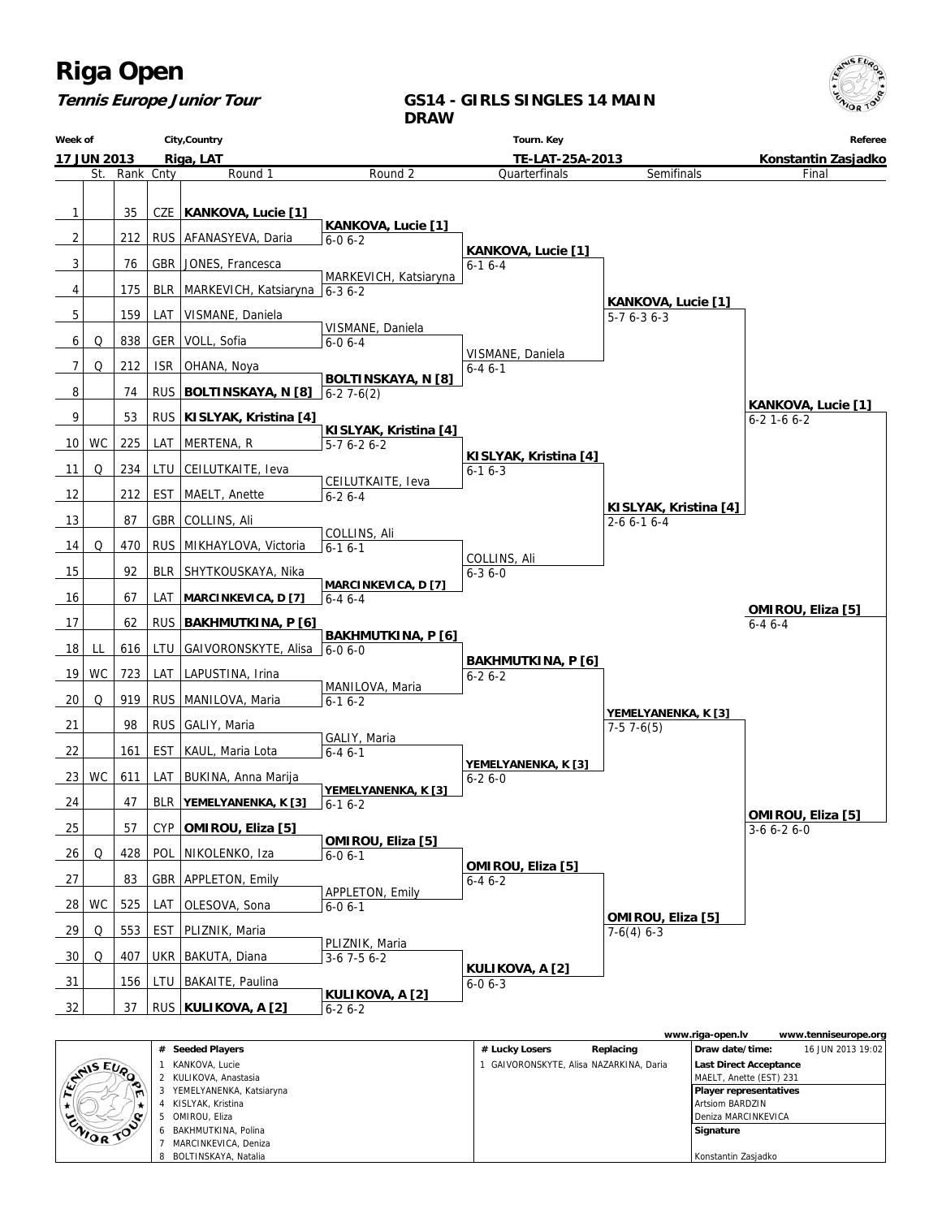# Riga Open

**Tennis Europe Junior Tour**

**GS14 - GIRLS SINGLES 14 MAIN DRAW**

| Week of | City,Country | Tourn. Key | Referee |
|---|---|---|---|
| 17 JUN 2013 | Riga, LAT | TE-LAT-25A-2013 | Konstantin Zasjadko |

| # | St. | Rank | Cnty | Round 1 | Round 2 | Quarterfinals | Semifinals | Final |
|---|---|---|---|---|---|---|---|---|
| 1 | | 35 | CZE | **KANKOVA, Lucie [1]** | | | | |
| | | | | | **KANKOVA, Lucie [1]** 6-0 6-2 | | | |
| 2 | | 212 | RUS | AFANASYEVA, Daria | | | | |
| | | | | | | **KANKOVA, Lucie [1]** 6-1 6-4 | | |
| 3 | | 76 | GBR | JONES, Francesca | | | | |
| | | | | | MARKEVICH, Katsiaryna 6-3 6-2 | | | |
| 4 | | 175 | BLR | MARKEVICH, Katsiaryna | | | | |
| | | | | | | | **KANKOVA, Lucie [1]** 5-7 6-3 6-3 | |
| 5 | | 159 | LAT | VISMANE, Daniela | | | | |
| | | | | | VISMANE, Daniela 6-0 6-4 | | | |
| 6 | Q | 838 | GER | VOLL, Sofia | | | | |
| | | | | | | VISMANE, Daniela 6-4 6-1 | | |
| 7 | Q | 212 | ISR | OHANA, Noya | | | | |
| | | | | | **BOLTINSKAYA, N [8]** 6-2 7-6(2) | | | |
| 8 | | 74 | RUS | **BOLTINSKAYA, N [8]** | | | | |
| | | | | | | | | **KANKOVA, Lucie [1]** 6-2 1-6 6-2 |
| 9 | | 53 | RUS | **KISLYAK, Kristina [4]** | | | | |
| | | | | | **KISLYAK, Kristina [4]** 5-7 6-2 6-2 | | | |
| 10 | WC | 225 | LAT | MERTENA, R | | | | |
| | | | | | | **KISLYAK, Kristina [4]** 6-1 6-3 | | |
| 11 | Q | 234 | LTU | CEILUTKAITE, Ieva | | | | |
| | | | | | CEILUTKAITE, Ieva 6-2 6-4 | | | |
| 12 | | 212 | EST | MAELT, Anette | | | | |
| | | | | | | | **KISLYAK, Kristina [4]** 2-6 6-1 6-4 | |
| 13 | | 87 | GBR | COLLINS, Ali | | | | |
| | | | | | COLLINS, Ali 6-1 6-1 | | | |
| 14 | Q | 470 | RUS | MIKHAYLOVA, Victoria | | | | |
| | | | | | | COLLINS, Ali 6-3 6-0 | | |
| 15 | | 92 | BLR | SHYTKOUSKAYA, Nika | | | | |
| | | | | | **MARCINKEVICA, D [7]** 6-4 6-4 | | | |
| 16 | | 67 | LAT | **MARCINKEVICA, D [7]** | | | | |
| | | | | | | | | **OMIROU, Eliza [5]** 6-4 6-4 |
| 17 | | 62 | RUS | **BAKHMUTKINA, P [6]** | | | | |
| | | | | | **BAKHMUTKINA, P [6]** 6-0 6-0 | | | |
| 18 | LL | 616 | LTU | GAIVORONSKYTE, Alisa | | | | |
| | | | | | | **BAKHMUTKINA, P [6]** 6-2 6-2 | | |
| 19 | WC | 723 | LAT | LAPUSTINA, Irina | | | | |
| | | | | | MANILOVA, Maria 6-1 6-2 | | | |
| 20 | Q | 919 | RUS | MANILOVA, Maria | | | | |
| | | | | | | | **YEMELYANENKA, K [3]** 7-5 7-6(5) | |
| 21 | | 98 | RUS | GALIY, Maria | | | | |
| | | | | | GALIY, Maria 6-4 6-1 | | | |
| 22 | | 161 | EST | KAUL, Maria Lota | | | | |
| | | | | | | **YEMELYANENKA, K [3]** 6-2 6-0 | | |
| 23 | WC | 611 | LAT | BUKINA, Anna Marija | | | | |
| | | | | | **YEMELYANENKA, K [3]** 6-1 6-2 | | | |
| 24 | | 47 | BLR | **YEMELYANENKA, K [3]** | | | | |
| | | | | | | | | **OMIROU, Eliza [5]** 3-6 6-2 6-0 |
| 25 | | 57 | CYP | **OMIROU, Eliza [5]** | | | | |
| | | | | | **OMIROU, Eliza [5]** 6-0 6-1 | | | |
| 26 | Q | 428 | POL | NIKOLENKO, Iza | | | | |
| | | | | | | **OMIROU, Eliza [5]** 6-4 6-2 | | |
| 27 | | 83 | GBR | APPLETON, Emily | | | | |
| | | | | | APPLETON, Emily 6-0 6-1 | | | |
| 28 | WC | 525 | LAT | OLESOVA, Sona | | | | |
| | | | | | | | **OMIROU, Eliza [5]** 7-6(4) 6-3 | |
| 29 | Q | 553 | EST | PLIZNIK, Maria | | | | |
| | | | | | PLIZNIK, Maria 3-6 7-5 6-2 | | | |
| 30 | Q | 407 | UKR | BAKUTA, Diana | | | | |
| | | | | | | **KULIKOVA, A [2]** 6-0 6-3 | | |
| 31 | | 156 | LTU | BAKAITE, Paulina | | | | |
| | | | | | **KULIKOVA, A [2]** 6-2 6-2 | | | |
| 32 | | 37 | RUS | **KULIKOVA, A [2]** | | | | |

www.riga-open.lv www.tenniseurope.org

| # | Seeded Players |
|---|---|
| 1 | KANKOVA, Lucie |
| 2 | KULIKOVA, Anastasia |
| 3 | YEMELYANENKA, Katsiaryna |
| 4 | KISLYAK, Kristina |
| 5 | OMIROU, Eliza |
| 6 | BAKHMUTKINA, Polina |
| 7 | MARCINKEVICA, Deniza |
| 8 | BOLTINSKAYA, Natalia |

| # | Lucky Losers | Replacing |
|---|---|---|
| 1 | GAIVORONSKYTE, Alisa | NAZARKINA, Daria |

**Draw date/time:** 16 JUN 2013 19:02

**Last Direct Acceptance**
MAELT, Anette (EST) 231

**Player representatives**
Artsiom BARDZIN
Deniza MARCINKEVICA

**Signature**
Konstantin Zasjadko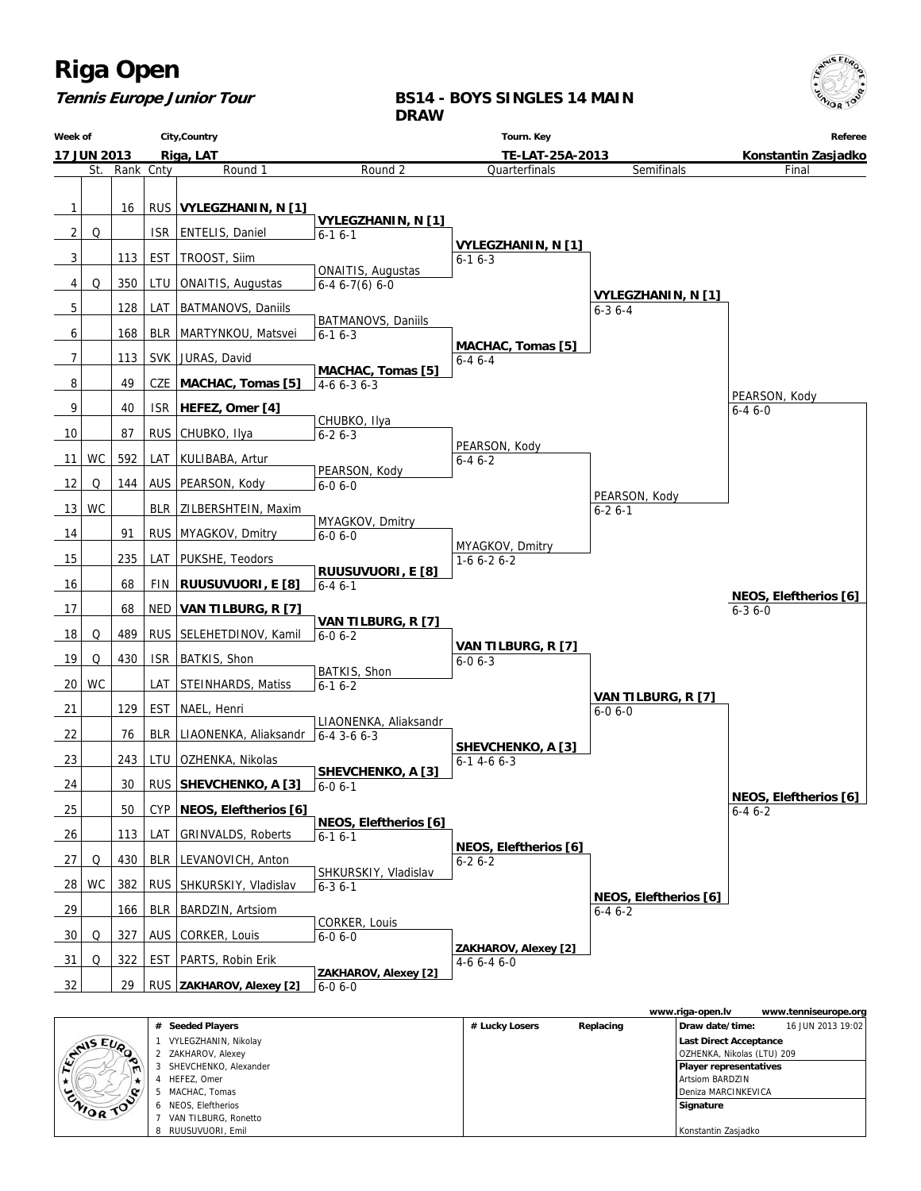# Riga Open

***Tennis Europe Junior Tour***

**BS14 - BOYS SINGLES 14 MAIN DRAW**

| Week of | City,Country | Tourn. Key | Referee |
|---|---|---|---|
| 17 JUN 2013 | Riga, LAT | TE-LAT-25A-2013 | Konstantin Zasjadko |

| | St. | Rank | Cnty | Round 1 | Round 2 | Quarterfinals | Semifinals | Final |
|---|---|---|---|---|---|---|---|---|
| 1 | | 16 | RUS | **VYLEGZHANIN, N [1]** | | | | |
| | | | | | **VYLEGZHANIN, N [1]** 6-1 6-1 | | | |
| 2 | Q | | ISR | ENTELIS, Daniel | | | | |
| | | | | | | **VYLEGZHANIN, N [1]** 6-1 6-3 | | |
| 3 | | 113 | EST | TROOST, Siim | | | | |
| | | | | | ONAITIS, Augustas 6-4 6-7(6) 6-0 | | | |
| 4 | Q | 350 | LTU | ONAITIS, Augustas | | | | |
| | | | | | | | **VYLEGZHANIN, N [1]** 6-3 6-4 | |
| 5 | | 128 | LAT | BATMANOVS, Daniils | | | | |
| | | | | | BATMANOVS, Daniils 6-1 6-3 | | | |
| 6 | | 168 | BLR | MARTYNKOU, Matsvei | | | | |
| | | | | | | **MACHAC, Tomas [5]** 6-4 6-4 | | |
| 7 | | 113 | SVK | JURAS, David | | | | |
| | | | | | **MACHAC, Tomas [5]** 4-6 6-3 6-3 | | | |
| 8 | | 49 | CZE | **MACHAC, Tomas [5]** | | | | |
| | | | | | | | | PEARSON, Kody 6-4 6-0 |
| 9 | | 40 | ISR | **HEFEZ, Omer [4]** | | | | |
| | | | | | CHUBKO, Ilya 6-2 6-3 | | | |
| 10 | | 87 | RUS | CHUBKO, Ilya | | | | |
| | | | | | | PEARSON, Kody 6-4 6-2 | | |
| 11 | WC | 592 | LAT | KULIBABA, Artur | | | | |
| | | | | | PEARSON, Kody 6-0 6-0 | | | |
| 12 | Q | 144 | AUS | PEARSON, Kody | | | | |
| | | | | | | | PEARSON, Kody 6-2 6-1 | |
| 13 | WC | | BLR | ZILBERSHTEIN, Maxim | | | | |
| | | | | | MYAGKOV, Dmitry 6-0 6-0 | | | |
| 14 | | 91 | RUS | MYAGKOV, Dmitry | | | | |
| | | | | | | MYAGKOV, Dmitry 1-6 6-2 6-2 | | |
| 15 | | 235 | LAT | PUKSHE, Teodors | | | | |
| | | | | | **RUUSUVUORI, E [8]** 6-4 6-1 | | | |
| 16 | | 68 | FIN | **RUUSUVUORI, E [8]** | | | | |
| | | | | | | | | **NEOS, Eleftherios [6]** 6-3 6-0 |
| 17 | | 68 | NED | **VAN TILBURG, R [7]** | | | | |
| | | | | | **VAN TILBURG, R [7]** 6-0 6-2 | | | |
| 18 | Q | 489 | RUS | SELEHETDINOV, Kamil | | | | |
| | | | | | | **VAN TILBURG, R [7]** 6-0 6-3 | | |
| 19 | Q | 430 | ISR | BATKIS, Shon | | | | |
| | | | | | BATKIS, Shon 6-1 6-2 | | | |
| 20 | WC | | LAT | STEINHARDS, Matiss | | | | |
| | | | | | | | **VAN TILBURG, R [7]** 6-0 6-0 | |
| 21 | | 129 | EST | NAEL, Henri | | | | |
| | | | | | LIAONENKA, Aliaksandr 6-4 3-6 6-3 | | | |
| 22 | | 76 | BLR | LIAONENKA, Aliaksandr | | | | |
| | | | | | | **SHEVCHENKO, A [3]** 6-1 4-6 6-3 | | |
| 23 | | 243 | LTU | OZHENKA, Nikolas | | | | |
| | | | | | **SHEVCHENKO, A [3]** 6-0 6-1 | | | |
| 24 | | 30 | RUS | **SHEVCHENKO, A [3]** | | | | |
| | | | | | | | | **NEOS, Eleftherios [6]** 6-4 6-2 |
| 25 | | 50 | CYP | **NEOS, Eleftherios [6]** | | | | |
| | | | | | **NEOS, Eleftherios [6]** 6-1 6-1 | | | |
| 26 | | 113 | LAT | GRINVALDS, Roberts | | | | |
| | | | | | | **NEOS, Eleftherios [6]** 6-2 6-2 | | |
| 27 | Q | 430 | BLR | LEVANOVICH, Anton | | | | |
| | | | | | SHKURSKIY, Vladislav 6-3 6-1 | | | |
| 28 | WC | 382 | RUS | SHKURSKIY, Vladislav | | | | |
| | | | | | | | **NEOS, Eleftherios [6]** 6-4 6-2 | |
| 29 | | 166 | BLR | BARDZIN, Artsiom | | | | |
| | | | | | CORKER, Louis 6-0 6-0 | | | |
| 30 | Q | 327 | AUS | CORKER, Louis | | | | |
| | | | | | | **ZAKHAROV, Alexey [2]** 4-6 6-4 6-0 | | |
| 31 | Q | 322 | EST | PARTS, Robin Erik | | | | |
| | | | | | **ZAKHAROV, Alexey [2]** 6-0 6-0 | | | |
| 32 | | 29 | RUS | **ZAKHAROV, Alexey [2]** | | | | |

www.riga-open.lv www.tenniseurope.org

| # | Seeded Players | # Lucky Losers | Replacing | |
|---|---|---|---|---|
| 1 | VYLEGZHANIN, Nikolay | | | **Draw date/time:** 16 JUN 2013 19:02 |
| 2 | ZAKHAROV, Alexey | | | **Last Direct Acceptance** |
| 3 | SHEVCHENKO, Alexander | | | OZHENKA, Nikolas (LTU) 209 |
| 4 | HEFEZ, Omer | | | **Player representatives** |
| 5 | MACHAC, Tomas | | | Artsiom BARDZIN |
| 6 | NEOS, Eleftherios | | | Deniza MARCINKEVICA |
| 7 | VAN TILBURG, Ronetto | | | **Signature** |
| 8 | RUUSUVUORI, Emil | | | Konstantin Zasjadko |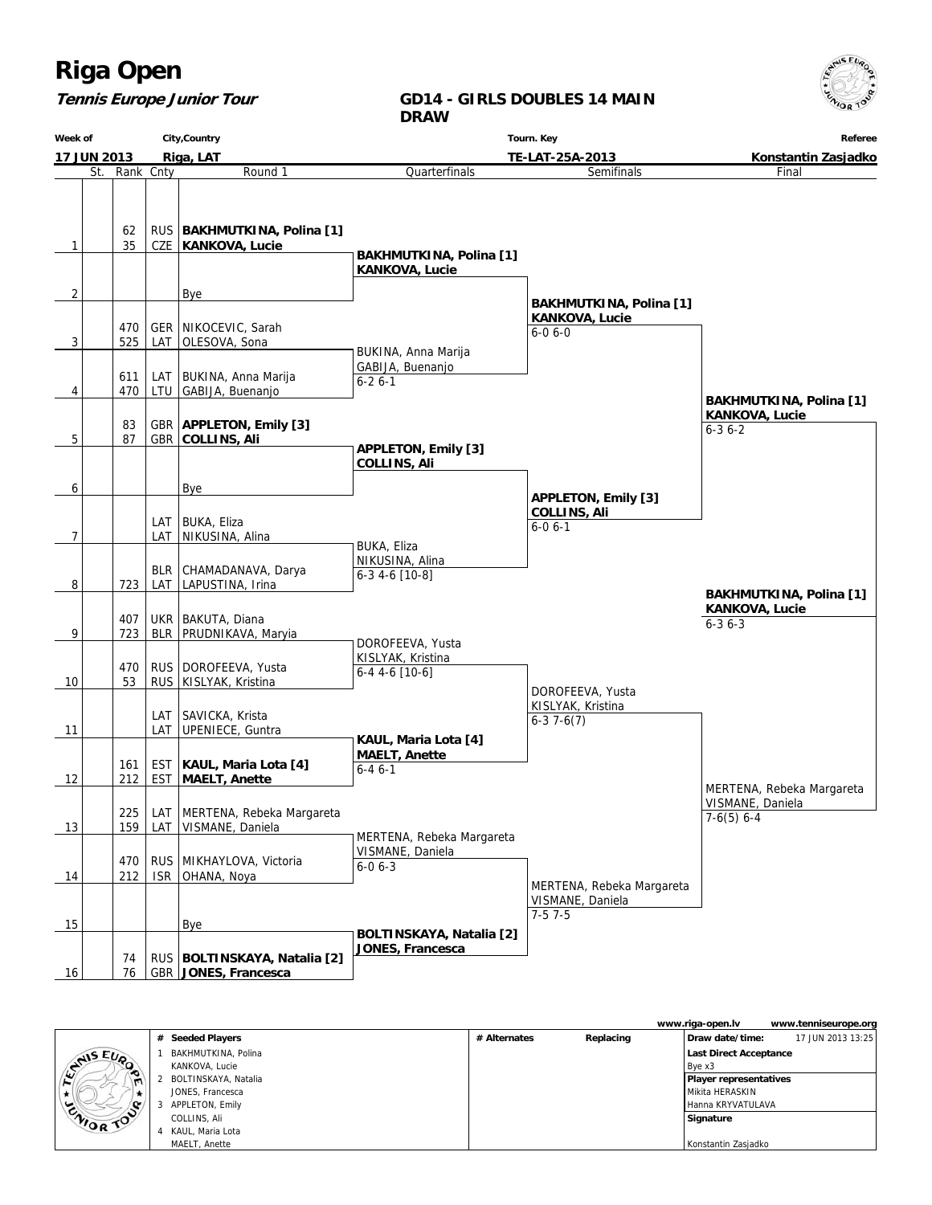# Riga Open

***Tennis Europe Junior Tour***

## GD14 - GIRLS DOUBLES 14 MAIN DRAW

| Week of | City,Country | Tourn. Key | Referee |
|---|---|---|---|
| 17 JUN 2013 | Riga, LAT | TE-LAT-25A-2013 | Konstantin Zasjadko |

| # | St. | Rank | Cnty | Round 1 | Quarterfinals | Semifinals | Final |
|---|---|---|---|---|---|---|---|
| 1 | | 62 / 35 | RUS / CZE | **BAKHMUTKINA, Polina [1]** / **KANKOVA, Lucie** | **BAKHMUTKINA, Polina [1]** / **KANKOVA, Lucie** | **BAKHMUTKINA, Polina [1]** / **KANKOVA, Lucie** 6-0 6-0 | **BAKHMUTKINA, Polina [1]** / **KANKOVA, Lucie** 6-3 6-2 |
| 2 | | | | Bye | | | |
| 3 | | 470 / 525 | GER / LAT | NIKOCEVIC, Sarah / OLESOVA, Sona | BUKINA, Anna Marija / GABIJA, Buenanjo 6-2 6-1 | | |
| 4 | | 611 / 470 | LAT / LTU | BUKINA, Anna Marija / GABIJA, Buenanjo | | | |
| 5 | | 83 / 87 | GBR / GBR | **APPLETON, Emily [3]** / **COLLINS, Ali** | **APPLETON, Emily [3]** / **COLLINS, Ali** | **APPLETON, Emily [3]** / **COLLINS, Ali** 6-0 6-1 | |
| 6 | | | | Bye | | | |
| 7 | | | LAT / LAT | BUKA, Eliza / NIKUSINA, Alina | BUKA, Eliza / NIKUSINA, Alina 6-3 4-6 [10-8] | | |
| 8 | | 723 | BLR / LAT | CHAMADANAVA, Darya / LAPUSTINA, Irina | | | |
| 9 | | 407 / 723 | UKR / BLR | BAKUTA, Diana / PRUDNIKAVA, Maryia | DOROFEEVA, Yusta / KISLYAK, Kristina 6-4 4-6 [10-6] | DOROFEEVA, Yusta / KISLYAK, Kristina 6-3 7-6(7) | MERTENA, Rebeka Margareta / VISMANE, Daniela 7-6(5) 6-4 |
| 10 | | 470 / 53 | RUS / RUS | DOROFEEVA, Yusta / KISLYAK, Kristina | | | |
| 11 | | | LAT / LAT | SAVICKA, Krista / UPENIECE, Guntra | **KAUL, Maria Lota [4]** / **MAELT, Anette** 6-4 6-1 | | |
| 12 | | 161 / 212 | EST / EST | **KAUL, Maria Lota [4]** / **MAELT, Anette** | | | |
| 13 | | 225 / 159 | LAT / LAT | MERTENA, Rebeka Margareta / VISMANE, Daniela | MERTENA, Rebeka Margareta / VISMANE, Daniela 6-0 6-3 | MERTENA, Rebeka Margareta / VISMANE, Daniela 7-5 7-5 | |
| 14 | | 470 / 212 | RUS / ISR | MIKHAYLOVA, Victoria / OHANA, Noya | | | |
| 15 | | | | Bye | **BOLTINSKAYA, Natalia [2]** / **JONES, Francesca** | | |
| 16 | | 74 / 76 | RUS / GBR | **BOLTINSKAYA, Natalia [2]** / **JONES, Francesca** | | | |

**Winner:** **BAKHMUTKINA, Polina [1]** / **KANKOVA, Lucie** 6-3 6-3

www.riga-open.lv www.tenniseurope.org

| # | Seeded Players | # Alternates | Replacing | |
|---|---|---|---|---|
| 1 | BAKHMUTKINA, Polina / KANKOVA, Lucie | | | Draw date/time: 17 JUN 2013 13:25 |
| 2 | BOLTINSKAYA, Natalia / JONES, Francesca | | | Last Direct Acceptance: Bye x3 |
| 3 | APPLETON, Emily / COLLINS, Ali | | | Player representatives: Mikita HERASKIN, Hanna KRYVATULAVA |
| 4 | KAUL, Maria Lota / MAELT, Anette | | | Signature: Konstantin Zasjadko |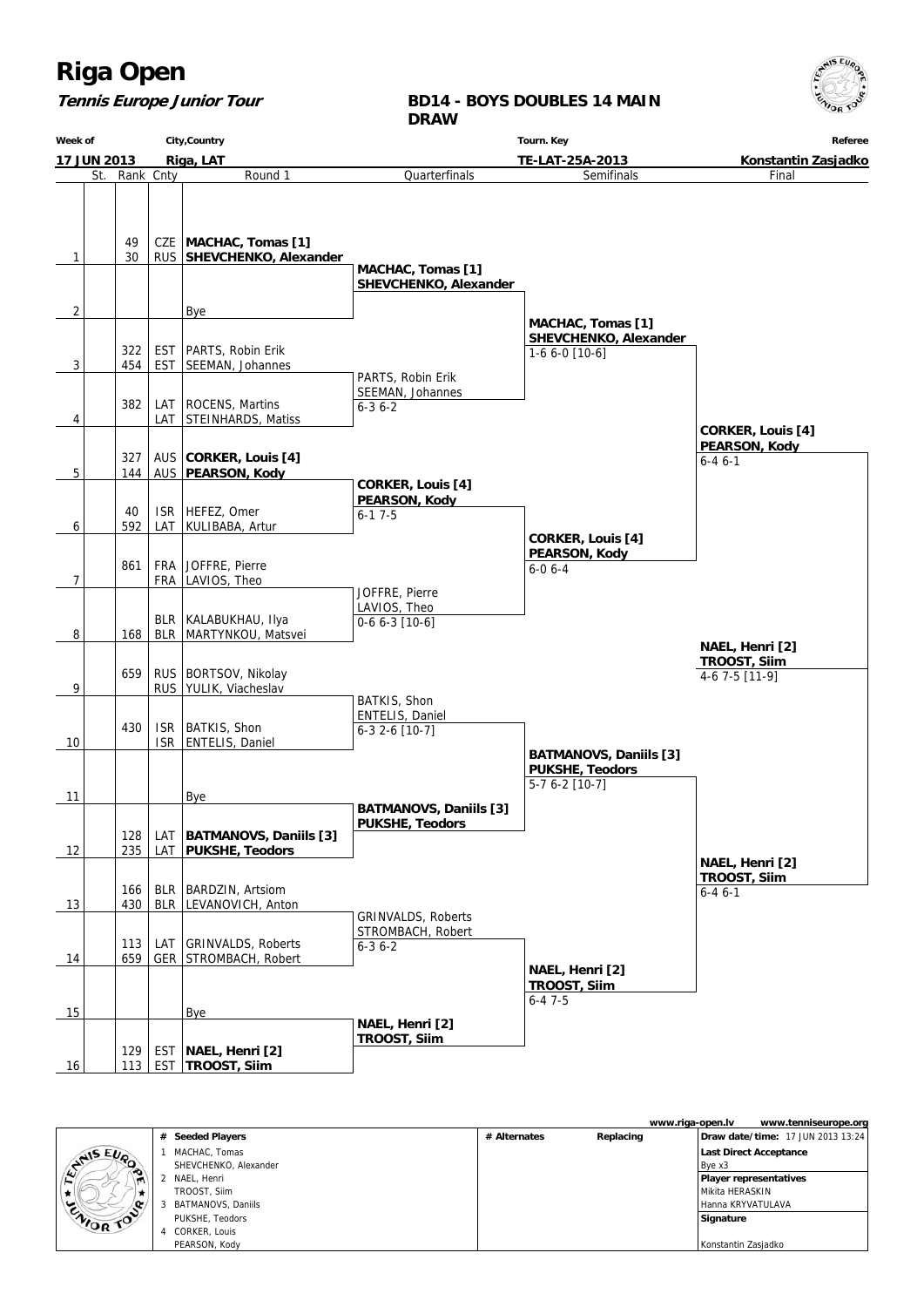# Riga Open

***Tennis Europe Junior Tour***

## BD14 - BOYS DOUBLES 14 MAIN DRAW

| Week of | City,Country | Tourn. Key | Referee |
|---|---|---|---|
| 17 JUN 2013 | Riga, LAT | TE-LAT-25A-2013 | Konstantin Zasjadko |

| # | St. | Rank | Cnty | Round 1 | Quarterfinals | Semifinals | Final |
|---|---|---|---|---|---|---|---|
| 1 | | 49 / 30 | CZE / RUS | **MACHAC, Tomas [1]** / **SHEVCHENKO, Alexander** | **MACHAC, Tomas [1]** / **SHEVCHENKO, Alexander** | | |
| 2 | | | | Bye | | **MACHAC, Tomas [1]** / **SHEVCHENKO, Alexander** 1-6 6-0 [10-6] | |
| 3 | | 322 / 454 | EST / EST | PARTS, Robin Erik / SEEMAN, Johannes | PARTS, Robin Erik / SEEMAN, Johannes 6-3 6-2 | | |
| 4 | | 382 | LAT / LAT | ROCENS, Martins / STEINHARDS, Matiss | | | **CORKER, Louis [4]** / **PEARSON, Kody** 6-4 6-1 |
| 5 | | 327 / 144 | AUS / AUS | **CORKER, Louis [4]** / **PEARSON, Kody** | **CORKER, Louis [4]** / **PEARSON, Kody** 6-1 7-5 | | |
| 6 | | 40 / 592 | ISR / LAT | HEFEZ, Omer / KULIBABA, Artur | | **CORKER, Louis [4]** / **PEARSON, Kody** 6-0 6-4 | |
| 7 | | 861 | FRA / FRA | JOFFRE, Pierre / LAVIOS, Theo | JOFFRE, Pierre / LAVIOS, Theo 0-6 6-3 [10-6] | | |
| 8 | | 168 | BLR / BLR | KALABUKHAU, Ilya / MARTYNKOU, Matsvei | | | **NAEL, Henri [2]** / **TROOST, Siim** 4-6 7-5 [11-9] |
| 9 | | 659 | RUS / RUS | BORTSOV, Nikolay / YULIK, Viacheslav | BATKIS, Shon / ENTELIS, Daniel 6-3 2-6 [10-7] | | |
| 10 | | 430 | ISR / ISR | BATKIS, Shon / ENTELIS, Daniel | | **BATMANOVS, Daniils [3]** / **PUKSHE, Teodors** 5-7 6-2 [10-7] | |
| 11 | | | | Bye | **BATMANOVS, Daniils [3]** / **PUKSHE, Teodors** | | |
| 12 | | 128 / 235 | LAT / LAT | **BATMANOVS, Daniils [3]** / **PUKSHE, Teodors** | | | **NAEL, Henri [2]** / **TROOST, Siim** 6-4 6-1 |
| 13 | | 166 / 430 | BLR / BLR | BARDZIN, Artsiom / LEVANOVICH, Anton | GRINVALDS, Roberts / STROMBACH, Robert 6-3 6-2 | | |
| 14 | | 113 / 659 | LAT / GER | GRINVALDS, Roberts / STROMBACH, Robert | | **NAEL, Henri [2]** / **TROOST, Siim** 6-4 7-5 | |
| 15 | | | | Bye | **NAEL, Henri [2]** / **TROOST, Siim** | | |
| 16 | | 129 / 113 | EST / EST | **NAEL, Henri [2]** / **TROOST, Siim** | | | |

www.riga-open.lv www.tenniseurope.org

| # | Seeded Players | # Alternates | Replacing | |
|---|---|---|---|---|
| 1 | MACHAC, Tomas / SHEVCHENKO, Alexander | | | **Draw date/time:** 17 JUN 2013 13:24 |
| 2 | NAEL, Henri / TROOST, Siim | | | **Last Direct Acceptance**: Bye x3 |
| 3 | BATMANOVS, Daniils / PUKSHE, Teodors | | | **Player representatives**: Mikita HERASKIN, Hanna KRYVATULAVA |
| 4 | CORKER, Louis / PEARSON, Kody | | | **Signature**: Konstantin Zasjadko |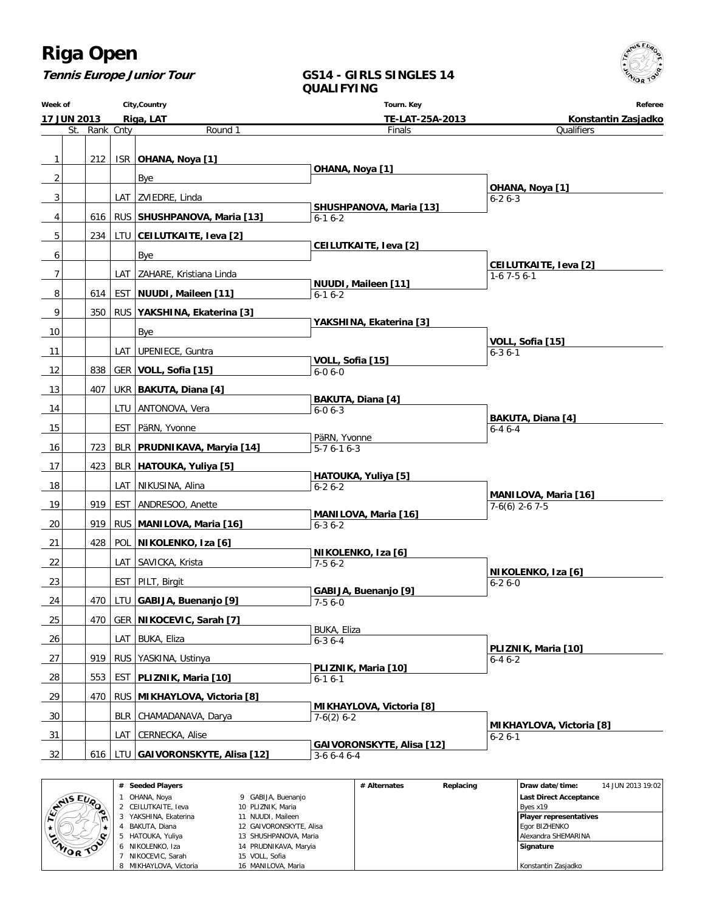# Riga Open

***Tennis Europe Junior Tour***

## GS14 - GIRLS SINGLES 14 QUALIFYING

| Week of | City,Country | Tourn. Key | Referee |
|---|---|---|---|
| 17 JUN 2013 | Riga, LAT | TE-LAT-25A-2013 | Konstantin Zasjadko |

| # | St. | Rank | Cnty | Round 1 | Finals | Qualifiers |
|---|---|---|---|---|---|---|
| 1 | | 212 | ISR | **OHANA, Noya [1]** | **OHANA, Noya [1]** | **OHANA, Noya [1]** 6-2 6-3 |
| 2 | | | | Bye | | |
| 3 | | | LAT | ZVIEDRE, Linda | **SHUSHPANOVA, Maria [13]** 6-1 6-2 | |
| 4 | | 616 | RUS | **SHUSHPANOVA, Maria [13]** | | |
| 5 | | 234 | LTU | **CEILUTKAITE, Ieva [2]** | **CEILUTKAITE, Ieva [2]** | **CEILUTKAITE, Ieva [2]** 1-6 7-5 6-1 |
| 6 | | | | Bye | | |
| 7 | | | LAT | ZAHARE, Kristiana Linda | **NUUDI, Maileen [11]** 6-1 6-2 | |
| 8 | | 614 | EST | **NUUDI, Maileen [11]** | | |
| 9 | | 350 | RUS | **YAKSHINA, Ekaterina [3]** | **YAKSHINA, Ekaterina [3]** | **VOLL, Sofia [15]** 6-3 6-1 |
| 10 | | | | Bye | | |
| 11 | | | LAT | UPENIECE, Guntra | **VOLL, Sofia [15]** 6-0 6-0 | |
| 12 | | 838 | GER | **VOLL, Sofia [15]** | | |
| 13 | | 407 | UKR | **BAKUTA, Diana [4]** | **BAKUTA, Diana [4]** 6-0 6-3 | **BAKUTA, Diana [4]** 6-4 6-4 |
| 14 | | | LTU | ANTONOVA, Vera | | |
| 15 | | | EST | PäRN, Yvonne | PäRN, Yvonne 5-7 6-1 6-3 | |
| 16 | | 723 | BLR | **PRUDNIKAVA, Maryia [14]** | | |
| 17 | | 423 | BLR | **HATOUKA, Yuliya [5]** | **HATOUKA, Yuliya [5]** 6-2 6-2 | **MANILOVA, Maria [16]** 7-6(6) 2-6 7-5 |
| 18 | | | LAT | NIKUSINA, Alina | | |
| 19 | | 919 | EST | ANDRESOO, Anette | **MANILOVA, Maria [16]** 6-3 6-2 | |
| 20 | | 919 | RUS | **MANILOVA, Maria [16]** | | |
| 21 | | 428 | POL | **NIKOLENKO, Iza [6]** | **NIKOLENKO, Iza [6]** 7-5 6-2 | **NIKOLENKO, Iza [6]** 6-2 6-0 |
| 22 | | | LAT | SAVICKA, Krista | | |
| 23 | | | EST | PILT, Birgit | **GABIJA, Buenanjo [9]** 7-5 6-0 | |
| 24 | | 470 | LTU | **GABIJA, Buenanjo [9]** | | |
| 25 | | 470 | GER | **NIKOCEVIC, Sarah [7]** | BUKA, Eliza 6-3 6-4 | **PLIZNIK, Maria [10]** 6-4 6-2 |
| 26 | | | LAT | BUKA, Eliza | | |
| 27 | | 919 | RUS | YASKINA, Ustinya | **PLIZNIK, Maria [10]** 6-1 6-1 | |
| 28 | | 553 | EST | **PLIZNIK, Maria [10]** | | |
| 29 | | 470 | RUS | **MIKHAYLOVA, Victoria [8]** | **MIKHAYLOVA, Victoria [8]** 7-6(2) 6-2 | **MIKHAYLOVA, Victoria [8]** 6-2 6-1 |
| 30 | | | BLR | CHAMADANAVA, Darya | | |
| 31 | | | LAT | CERNECKA, Alise | **GAIVORONSKYTE, Alisa [12]** 3-6 6-4 6-4 | |
| 32 | | 616 | LTU | **GAIVORONSKYTE, Alisa [12]** | | |

| # | Seeded Players | # | Seeded Players |
|---|---|---|---|
| 1 | OHANA, Noya | 9 | GABIJA, Buenanjo |
| 2 | CEILUTKAITE, Ieva | 10 | PLIZNIK, Maria |
| 3 | YAKSHINA, Ekaterina | 11 | NUUDI, Maileen |
| 4 | BAKUTA, Diana | 12 | GAIVORONSKYTE, Alisa |
| 5 | HATOUKA, Yuliya | 13 | SHUSHPANOVA, Maria |
| 6 | NIKOLENKO, Iza | 14 | PRUDNIKAVA, Maryia |
| 7 | NIKOCEVIC, Sarah | 15 | VOLL, Sofia |
| 8 | MIKHAYLOVA, Victoria | 16 | MANILOVA, Maria |

| # Alternates | Replacing |
|---|---|
| | |

**Draw date/time:** 14 JUN 2013 19:02

**Last Direct Acceptance**
Byes x19

**Player representatives**
Egor BIZHENKO
Alexandra SHEMARINA

**Signature**
Konstantin Zasjadko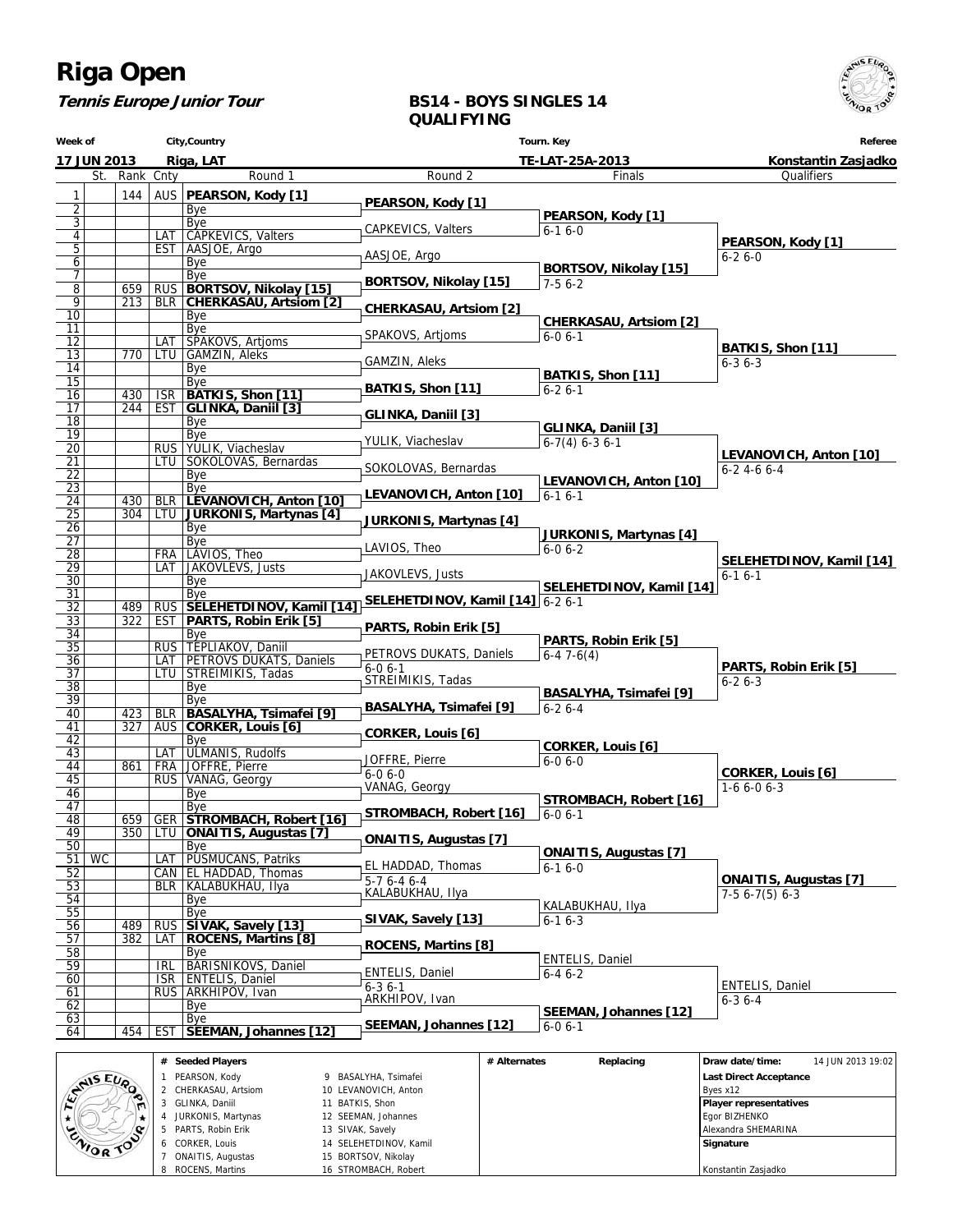# Riga Open

***Tennis Europe Junior Tour***

**BS14 - BOYS SINGLES 14**
**QUALIFYING**

| Week of | City,Country | Tourn. Key | Referee |
|---|---|---|---|
| **17 JUN 2013** | **Riga, LAT** | **TE-LAT-25A-2013** | **Konstantin Zasjadko** |

| # | St. | Rank | Cnty | Round 1 | Round 2 | Finals | Qualifiers |
|---|---|---|---|---|---|---|---|
| 1 | | 144 | AUS | **PEARSON, Kody [1]** | **PEARSON, Kody [1]** | | |
| 2 | | | | Bye | | **PEARSON, Kody [1]** | |
| 3 | | | | Bye | CAPKEVICS, Valters | 6-1 6-0 | |
| 4 | | | LAT | CAPKEVICS, Valters | | | **PEARSON, Kody [1]** |
| 5 | | | EST | AASJOE, Argo | AASJOE, Argo | | 6-2 6-0 |
| 6 | | | | Bye | | **BORTSOV, Nikolay [15]** | |
| 7 | | | | Bye | **BORTSOV, Nikolay [15]** | 7-5 6-2 | |
| 8 | | 659 | RUS | **BORTSOV, Nikolay [15]** | | | |
| 9 | | 213 | BLR | **CHERKASAU, Artsiom [2]** | **CHERKASAU, Artsiom [2]** | | |
| 10 | | | | Bye | | **CHERKASAU, Artsiom [2]** | |
| 11 | | | | Bye | SPAKOVS, Artjoms | 6-0 6-1 | |
| 12 | | | LAT | SPAKOVS, Artjoms | | | **BATKIS, Shon [11]** |
| 13 | | 770 | LTU | GAMZIN, Aleks | GAMZIN, Aleks | | 6-3 6-3 |
| 14 | | | | Bye | | **BATKIS, Shon [11]** | |
| 15 | | | | Bye | **BATKIS, Shon [11]** | 6-2 6-1 | |
| 16 | | 430 | ISR | **BATKIS, Shon [11]** | | | |
| 17 | | 244 | EST | **GLINKA, Daniil [3]** | **GLINKA, Daniil [3]** | | |
| 18 | | | | Bye | | **GLINKA, Daniil [3]** | |
| 19 | | | | Bye | YULIK, Viacheslav | 6-7(4) 6-3 6-1 | |
| 20 | | | RUS | YULIK, Viacheslav | | | **LEVANOVICH, Anton [10]** |
| 21 | | | LTU | SOKOLOVAS, Bernardas | SOKOLOVAS, Bernardas | | 6-2 4-6 6-4 |
| 22 | | | | Bye | | **LEVANOVICH, Anton [10]** | |
| 23 | | | | Bye | **LEVANOVICH, Anton [10]** | 6-1 6-1 | |
| 24 | | 430 | BLR | **LEVANOVICH, Anton [10]** | | | |
| 25 | | 304 | LTU | **JURKONIS, Martynas [4]** | **JURKONIS, Martynas [4]** | | |
| 26 | | | | Bye | | **JURKONIS, Martynas [4]** | |
| 27 | | | | Bye | LAVIOS, Theo | 6-0 6-2 | |
| 28 | | | FRA | LAVIOS, Theo | | | **SELEHETDINOV, Kamil [14]** |
| 29 | | | LAT | JAKOVLEVS, Justs | JAKOVLEVS, Justs | | 6-1 6-1 |
| 30 | | | | Bye | | **SELEHETDINOV, Kamil [14]** | |
| 31 | | | | Bye | **SELEHETDINOV, Kamil [14]** | 6-2 6-1 | |
| 32 | | 489 | RUS | **SELEHETDINOV, Kamil [14]** | | | |
| 33 | | 322 | EST | **PARTS, Robin Erik [5]** | **PARTS, Robin Erik [5]** | | |
| 34 | | | | Bye | | **PARTS, Robin Erik [5]** | |
| 35 | | | RUS | TEPLIAKOV, Daniil | PETROVS DUKATS, Daniels | 6-4 7-6(4) | |
| 36 | | | LAT | PETROVS DUKATS, Daniels | 6-0 6-1 | | **PARTS, Robin Erik [5]** |
| 37 | | | LTU | STREIMIKIS, Tadas | STREIMIKIS, Tadas | | 6-2 6-3 |
| 38 | | | | Bye | | **BASALYHA, Tsimafei [9]** | |
| 39 | | | | Bye | **BASALYHA, Tsimafei [9]** | 6-2 6-4 | |
| 40 | | 423 | BLR | **BASALYHA, Tsimafei [9]** | | | |
| 41 | | 327 | AUS | **CORKER, Louis [6]** | **CORKER, Louis [6]** | | |
| 42 | | | | Bye | | **CORKER, Louis [6]** | |
| 43 | | | LAT | ULMANIS, Rudolfs | JOFFRE, Pierre | 6-0 6-0 | |
| 44 | | 861 | FRA | JOFFRE, Pierre | 6-0 6-0 | | **CORKER, Louis [6]** |
| 45 | | | RUS | VANAG, Georgy | VANAG, Georgy | | 1-6 6-0 6-3 |
| 46 | | | | Bye | | **STROMBACH, Robert [16]** | |
| 47 | | | | Bye | **STROMBACH, Robert [16]** | 6-0 6-1 | |
| 48 | | 659 | GER | **STROMBACH, Robert [16]** | | | |
| 49 | | 350 | LTU | **ONAITIS, Augustas [7]** | **ONAITIS, Augustas [7]** | | |
| 50 | | | | Bye | | **ONAITIS, Augustas [7]** | |
| 51 | WC | | LAT | PUSMUCANS, Patriks | EL HADDAD, Thomas | 6-1 6-0 | |
| 52 | | | CAN | EL HADDAD, Thomas | 5-7 6-4 6-4 | | **ONAITIS, Augustas [7]** |
| 53 | | | BLR | KALABUKHAU, Ilya | KALABUKHAU, Ilya | | 7-5 6-7(5) 6-3 |
| 54 | | | | Bye | | KALABUKHAU, Ilya | |
| 55 | | | | Bye | **SIVAK, Savely [13]** | 6-1 6-3 | |
| 56 | | 489 | RUS | **SIVAK, Savely [13]** | | | |
| 57 | | 382 | LAT | **ROCENS, Martins [8]** | **ROCENS, Martins [8]** | | |
| 58 | | | | Bye | | ENTELIS, Daniel | |
| 59 | | | IRL | BARISNIKOVS, Daniel | ENTELIS, Daniel | 6-4 6-2 | |
| 60 | | | ISR | ENTELIS, Daniel | 6-3 6-1 | | ENTELIS, Daniel |
| 61 | | | RUS | ARKHIPOV, Ivan | ARKHIPOV, Ivan | | 6-3 6-4 |
| 62 | | | | Bye | | **SEEMAN, Johannes [12]** | |
| 63 | | | | Bye | **SEEMAN, Johannes [12]** | 6-0 6-1 | |
| 64 | | 454 | EST | **SEEMAN, Johannes [12]** | | | |

| # | Seeded Players | # | Seeded Players |
|---|---|---|---|
| 1 | PEARSON, Kody | 9 | BASALYHA, Tsimafei |
| 2 | CHERKASAU, Artsiom | 10 | LEVANOVICH, Anton |
| 3 | GLINKA, Daniil | 11 | BATKIS, Shon |
| 4 | JURKONIS, Martynas | 12 | SEEMAN, Johannes |
| 5 | PARTS, Robin Erik | 13 | SIVAK, Savely |
| 6 | CORKER, Louis | 14 | SELEHETDINOV, Kamil |
| 7 | ONAITIS, Augustas | 15 | BORTSOV, Nikolay |
| 8 | ROCENS, Martins | 16 | STROMBACH, Robert |

| # Alternates | Replacing |
|---|---|
| | |

**Draw date/time:** 14 JUN 2013 19:02

**Last Direct Acceptance**
Byes x12

**Player representatives**
Egor BIZHENKO
Alexandra SHEMARINA

**Signature**

Konstantin Zasjadko